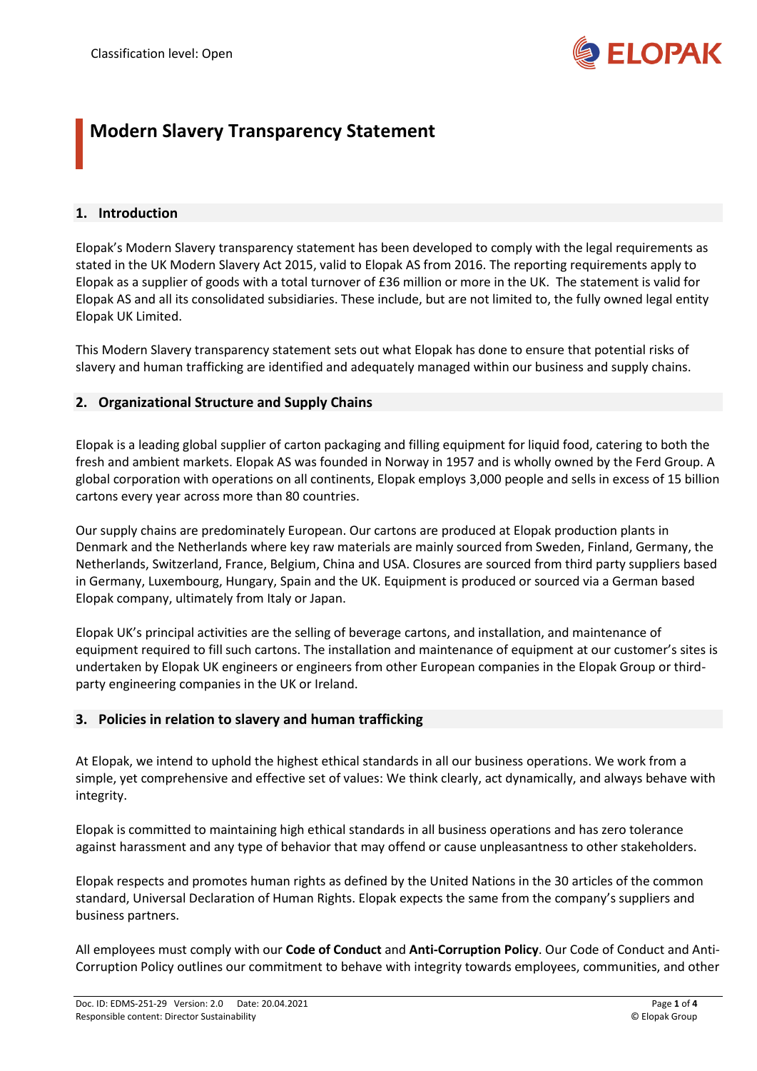Classification level: Open

# Modern Slavery Transparency Statement

## 1. Introduction

Elopak's Modern Slavery transparency statement has been developed to comply with the legal requirements as stated in the UK Modern Slavery Act 2015, valid to Elopak AS from 2016. The reporting requirements apply to Elopak as a supplier of goods with a total turnover of £36 million or more in the UK. The statement is valid for Elopak AS and all its consolidated subsidiaries. These include, but are not limited to, the fully owned legal entity Elopak UK Limited.

This Modern Slavery transparency statement sets out what Elopak has done to ensure that potential risks of slavery and human trafficking are identified and adequately managed within our business and supply chains.

## 2. Organizational Structure and Supply Chains

Elopak is a leading global supplier of carton packaging and filling equipment for liquid food, catering to both the fresh and ambient markets. Elopak AS was founded in Norway in 1957 and is wholly owned by the Ferd Group. A global corporation with operations on all continents, Elopak employs 3,000 people and sells in excess of 15 billion cartons every year across more than 80 countries.

Our supply chains are predominately European. Our cartons are produced at Elopak production plants in Denmark and the Netherlands where key raw materials are mainly sourced from Sweden, Finland, Germany, the Netherlands, Switzerland, France, Belgium, China and USA. Closures are sourced from third party suppliers based in Germany, Luxembourg, Hungary, Spain and the UK. Equipment is produced or sourced via a German based Elopak company, ultimately from Italy or Japan.

Elopak UK's principal activities are the selling of beverage cartons, and installation, and maintenance of equipment required to fill such cartons. The installation and maintenance of equipment at our customer's sites is undertaken by Elopak UK engineers or engineers from other European companies in the Elopak Group or third-party engineering companies in the UK or Ireland.

## 3. Policies in relation to slavery and human trafficking

At Elopak, we intend to uphold the highest ethical standards in all our business operations. We work from a simple, yet comprehensive and effective set of values: We think clearly, act dynamically, and always behave with integrity.

Elopak is committed to maintaining high ethical standards in all business operations and has zero tolerance against harassment and any type of behavior that may offend or cause unpleasantness to other stakeholders.

Elopak respects and promotes human rights as defined by the United Nations in the 30 articles of the common standard, Universal Declaration of Human Rights. Elopak expects the same from the company's suppliers and business partners.

All employees must comply with our **Code of Conduct** and **Anti-Corruption Policy**. Our Code of Conduct and Anti-Corruption Policy outlines our commitment to behave with integrity towards employees, communities, and other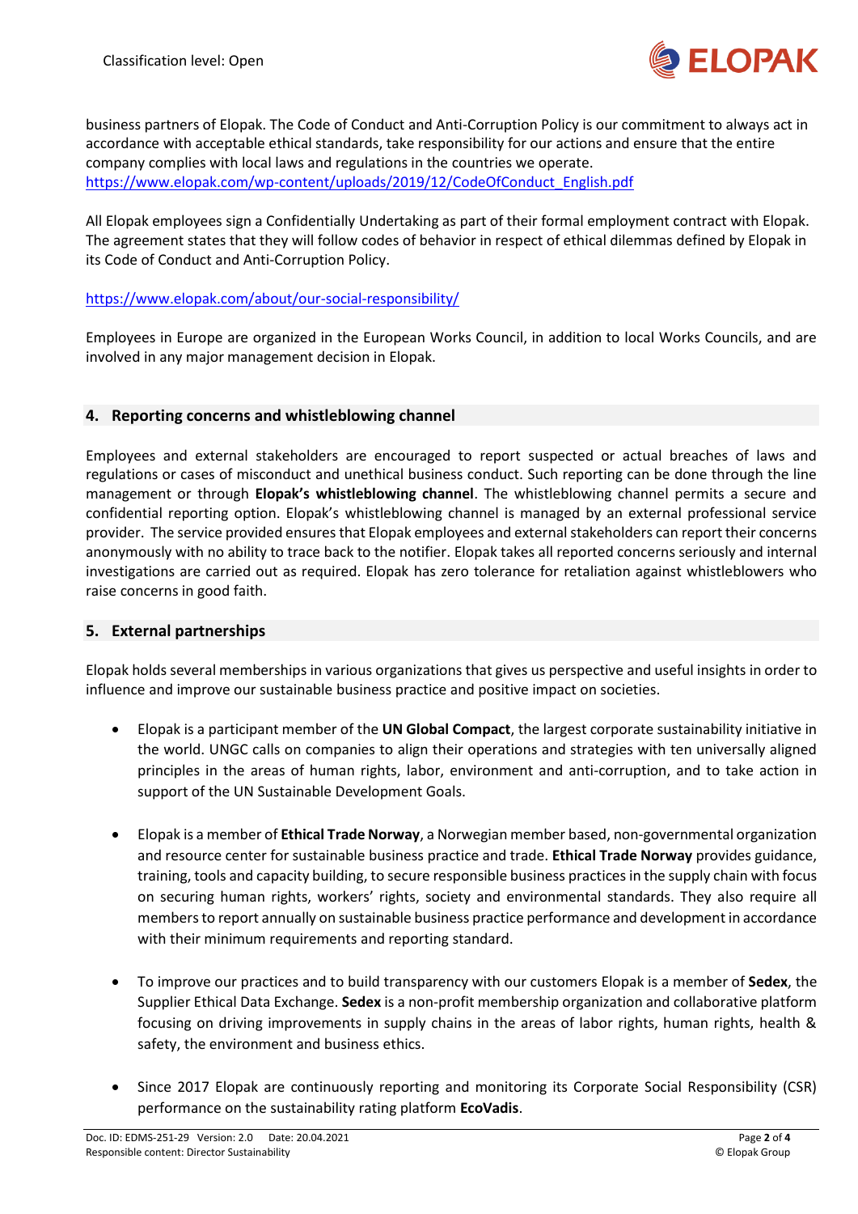business partners of Elopak. The Code of Conduct and Anti-Corruption Policy is our commitment to always act in accordance with acceptable ethical standards, take responsibility for our actions and ensure that the entire company complies with local laws and regulations in the countries we operate.
https://www.elopak.com/wp-content/uploads/2019/12/CodeOfConduct_English.pdf

All Elopak employees sign a Confidentially Undertaking as part of their formal employment contract with Elopak. The agreement states that they will follow codes of behavior in respect of ethical dilemmas defined by Elopak in its Code of Conduct and Anti-Corruption Policy.

https://www.elopak.com/about/our-social-responsibility/

Employees in Europe are organized in the European Works Council, in addition to local Works Councils, and are involved in any major management decision in Elopak.

## 4. Reporting concerns and whistleblowing channel

Employees and external stakeholders are encouraged to report suspected or actual breaches of laws and regulations or cases of misconduct and unethical business conduct. Such reporting can be done through the line management or through **Elopak's whistleblowing channel**. The whistleblowing channel permits a secure and confidential reporting option. Elopak's whistleblowing channel is managed by an external professional service provider. The service provided ensures that Elopak employees and external stakeholders can report their concerns anonymously with no ability to trace back to the notifier. Elopak takes all reported concerns seriously and internal investigations are carried out as required. Elopak has zero tolerance for retaliation against whistleblowers who raise concerns in good faith.

## 5. External partnerships

Elopak holds several memberships in various organizations that gives us perspective and useful insights in order to influence and improve our sustainable business practice and positive impact on societies.

- Elopak is a participant member of the **UN Global Compact**, the largest corporate sustainability initiative in the world. UNGC calls on companies to align their operations and strategies with ten universally aligned principles in the areas of human rights, labor, environment and anti-corruption, and to take action in support of the UN Sustainable Development Goals.

- Elopak is a member of **Ethical Trade Norway**, a Norwegian member based, non-governmental organization and resource center for sustainable business practice and trade. **Ethical Trade Norway** provides guidance, training, tools and capacity building, to secure responsible business practices in the supply chain with focus on securing human rights, workers' rights, society and environmental standards. They also require all members to report annually on sustainable business practice performance and development in accordance with their minimum requirements and reporting standard.

- To improve our practices and to build transparency with our customers Elopak is a member of **Sedex**, the Supplier Ethical Data Exchange. **Sedex** is a non-profit membership organization and collaborative platform focusing on driving improvements in supply chains in the areas of labor rights, human rights, health & safety, the environment and business ethics.

- Since 2017 Elopak are continuously reporting and monitoring its Corporate Social Responsibility (CSR) performance on the sustainability rating platform **EcoVadis**.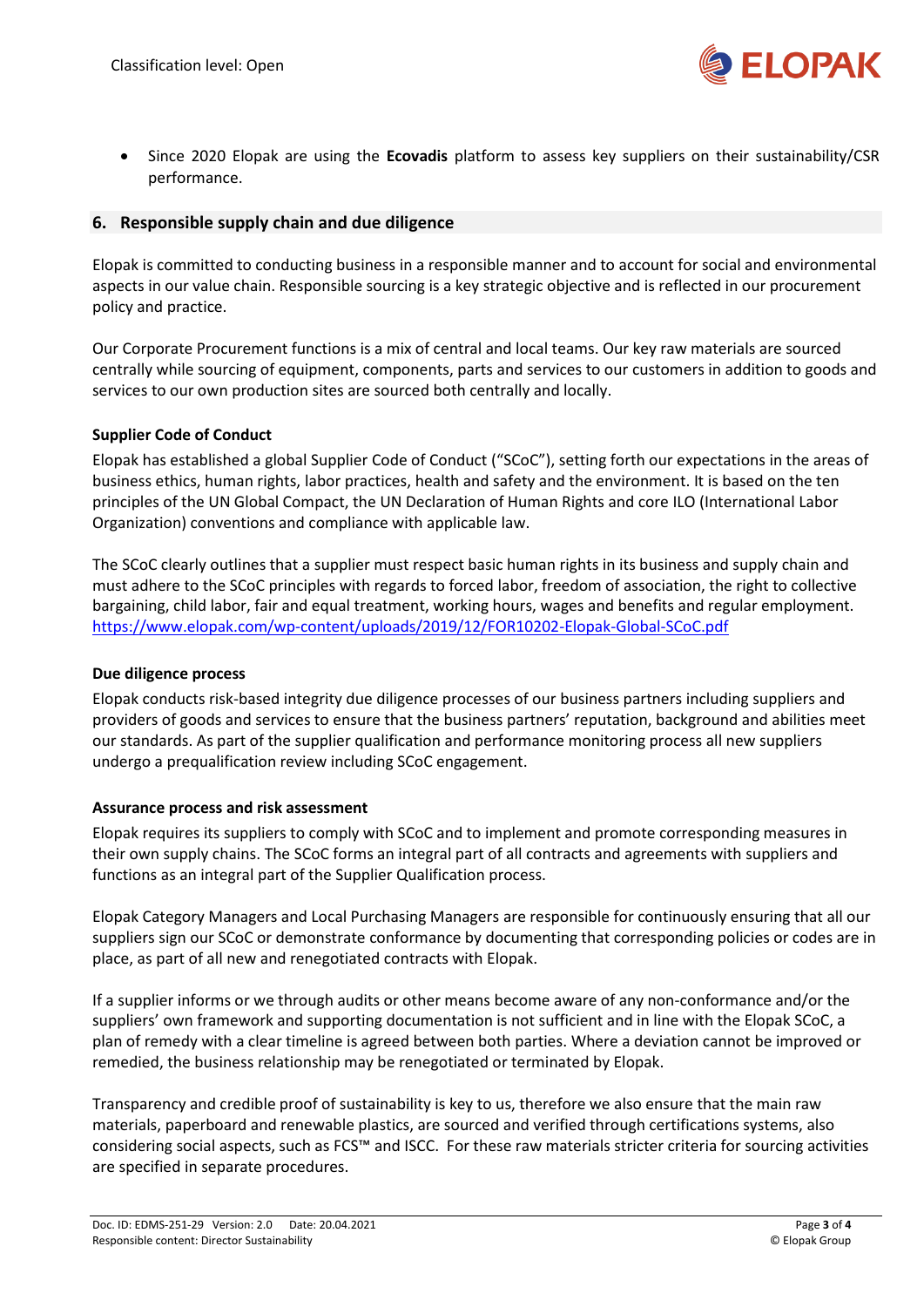- Since 2020 Elopak are using the **Ecovadis** platform to assess key suppliers on their sustainability/CSR performance.

## 6. Responsible supply chain and due diligence

Elopak is committed to conducting business in a responsible manner and to account for social and environmental aspects in our value chain. Responsible sourcing is a key strategic objective and is reflected in our procurement policy and practice.

Our Corporate Procurement functions is a mix of central and local teams. Our key raw materials are sourced centrally while sourcing of equipment, components, parts and services to our customers in addition to goods and services to our own production sites are sourced both centrally and locally.

**Supplier Code of Conduct**

Elopak has established a global Supplier Code of Conduct ("SCoC"), setting forth our expectations in the areas of business ethics, human rights, labor practices, health and safety and the environment. It is based on the ten principles of the UN Global Compact, the UN Declaration of Human Rights and core ILO (International Labor Organization) conventions and compliance with applicable law.

The SCoC clearly outlines that a supplier must respect basic human rights in its business and supply chain and must adhere to the SCoC principles with regards to forced labor, freedom of association, the right to collective bargaining, child labor, fair and equal treatment, working hours, wages and benefits and regular employment.
https://www.elopak.com/wp-content/uploads/2019/12/FOR10202-Elopak-Global-SCoC.pdf

**Due diligence process**

Elopak conducts risk-based integrity due diligence processes of our business partners including suppliers and providers of goods and services to ensure that the business partners' reputation, background and abilities meet our standards. As part of the supplier qualification and performance monitoring process all new suppliers undergo a prequalification review including SCoC engagement.

**Assurance process and risk assessment**

Elopak requires its suppliers to comply with SCoC and to implement and promote corresponding measures in their own supply chains. The SCoC forms an integral part of all contracts and agreements with suppliers and functions as an integral part of the Supplier Qualification process.

Elopak Category Managers and Local Purchasing Managers are responsible for continuously ensuring that all our suppliers sign our SCoC or demonstrate conformance by documenting that corresponding policies or codes are in place, as part of all new and renegotiated contracts with Elopak.

If a supplier informs or we through audits or other means become aware of any non-conformance and/or the suppliers' own framework and supporting documentation is not sufficient and in line with the Elopak SCoC, a plan of remedy with a clear timeline is agreed between both parties. Where a deviation cannot be improved or remedied, the business relationship may be renegotiated or terminated by Elopak.

Transparency and credible proof of sustainability is key to us, therefore we also ensure that the main raw materials, paperboard and renewable plastics, are sourced and verified through certifications systems, also considering social aspects, such as FCS™ and ISCC. For these raw materials stricter criteria for sourcing activities are specified in separate procedures.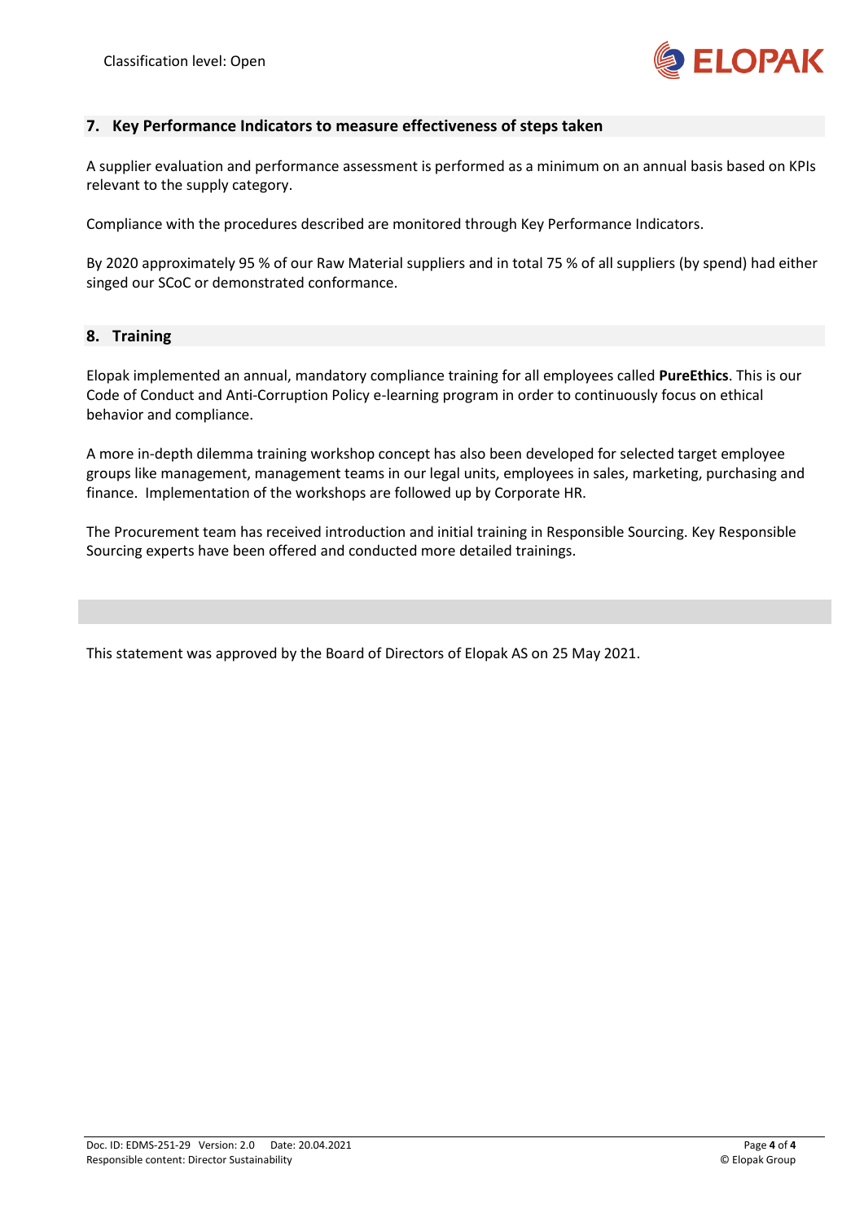## 7. Key Performance Indicators to measure effectiveness of steps taken

A supplier evaluation and performance assessment is performed as a minimum on an annual basis based on KPIs relevant to the supply category.

Compliance with the procedures described are monitored through Key Performance Indicators.

By 2020 approximately 95 % of our Raw Material suppliers and in total 75 % of all suppliers (by spend) had either singed our SCoC or demonstrated conformance.

## 8. Training

Elopak implemented an annual, mandatory compliance training for all employees called **PureEthics**. This is our Code of Conduct and Anti-Corruption Policy e-learning program in order to continuously focus on ethical behavior and compliance.

A more in-depth dilemma training workshop concept has also been developed for selected target employee groups like management, management teams in our legal units, employees in sales, marketing, purchasing and finance. Implementation of the workshops are followed up by Corporate HR.

The Procurement team has received introduction and initial training in Responsible Sourcing. Key Responsible Sourcing experts have been offered and conducted more detailed trainings.

This statement was approved by the Board of Directors of Elopak AS on 25 May 2021.